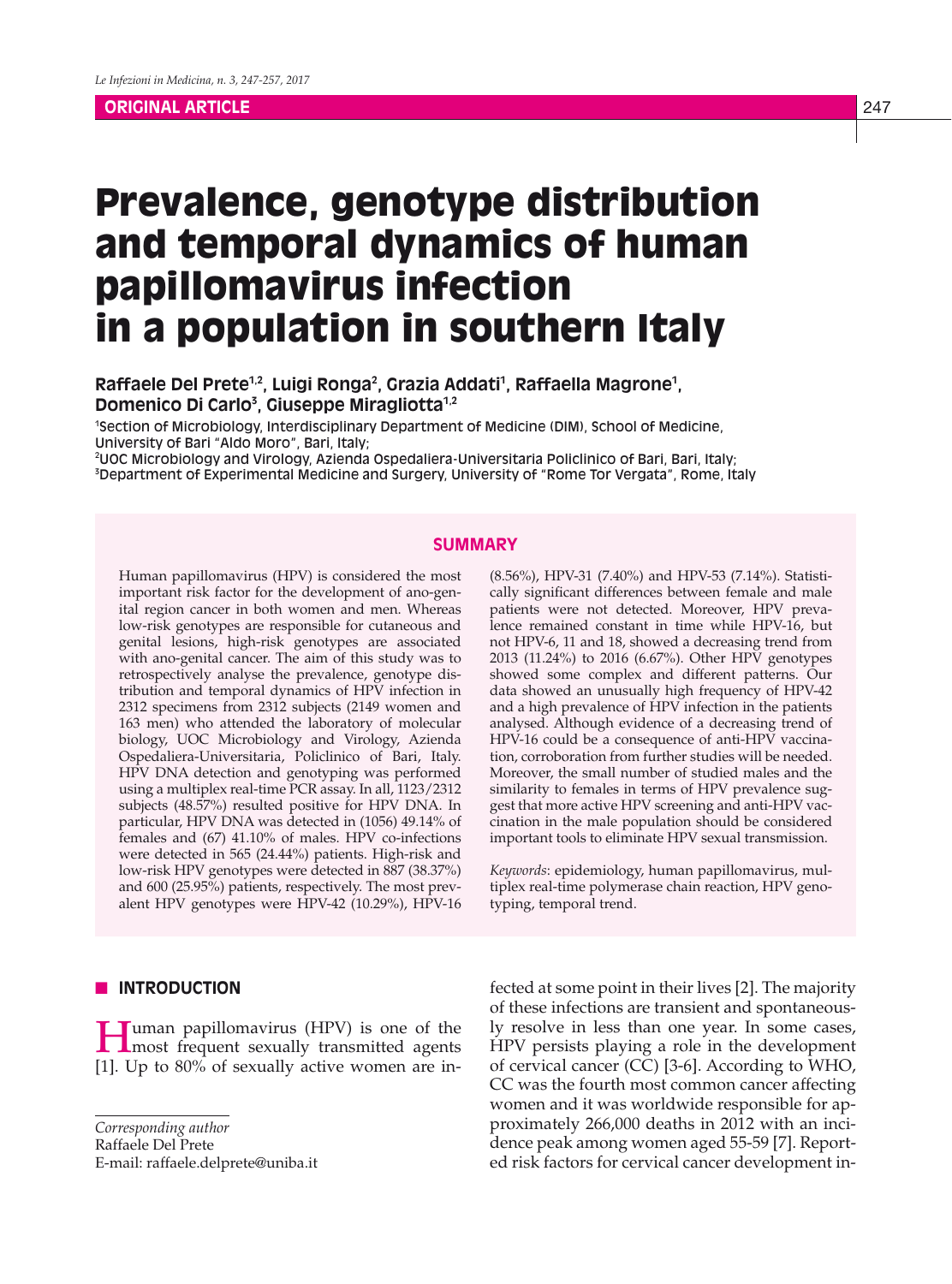ORIGINAL ARTICLE

# Prevalence, genotype distribution and temporal dynamics of human papillomavirus infection in a population in southern Italy

**Raffaele Del Prete[1,2], Luigi Ronga[2], Grazia Addati[1], Raffaella Magrone[1], Domenico Di Carlo[3], Giuseppe Miragliotta[1,2]**

[1]Section of Microbiology, Interdisciplinary Department of Medicine (DIM), School of Medicine, University of Bari "Aldo Moro", Bari, Italy;
[2]UOC Microbiology and Virology, Azienda Ospedaliera-Universitaria Policlinico of Bari, Bari, Italy;
[3]Department of Experimental Medicine and Surgery, University of "Rome Tor Vergata", Rome, Italy

## SUMMARY

Human papillomavirus (HPV) is considered the most important risk factor for the development of ano-genital region cancer in both women and men. Whereas low-risk genotypes are responsible for cutaneous and genital lesions, high-risk genotypes are associated with ano-genital cancer. The aim of this study was to retrospectively analyse the prevalence, genotype distribution and temporal dynamics of HPV infection in 2312 specimens from 2312 subjects (2149 women and 163 men) who attended the laboratory of molecular biology, UOC Microbiology and Virology, Azienda Ospedaliera-Universitaria, Policlinico of Bari, Italy. HPV DNA detection and genotyping was performed using a multiplex real-time PCR assay. In all, 1123/2312 subjects (48.57%) resulted positive for HPV DNA. In particular, HPV DNA was detected in (1056) 49.14% of females and (67) 41.10% of males. HPV co-infections were detected in 565 (24.44%) patients. High-risk and low-risk HPV genotypes were detected in 887 (38.37%) and 600 (25.95%) patients, respectively. The most prevalent HPV genotypes were HPV-42 (10.29%), HPV-16 (8.56%), HPV-31 (7.40%) and HPV-53 (7.14%). Statistically significant differences between female and male patients were not detected. Moreover, HPV prevalence remained constant in time while HPV-16, but not HPV-6, 11 and 18, showed a decreasing trend from 2013 (11.24%) to 2016 (6.67%). Other HPV genotypes showed some complex and different patterns. Our data showed an unusually high frequency of HPV-42 and a high prevalence of HPV infection in the patients analysed. Although evidence of a decreasing trend of HPV-16 could be a consequence of anti-HPV vaccination, corroboration from further studies will be needed. Moreover, the small number of studied males and the similarity to females in terms of HPV prevalence suggest that more active HPV screening and anti-HPV vaccination in the male population should be considered important tools to eliminate HPV sexual transmission.

*Keywords*: epidemiology, human papillomavirus, multiplex real-time polymerase chain reaction, HPV genotyping, temporal trend.

## INTRODUCTION

Human papillomavirus (HPV) is one of the most frequent sexually transmitted agents [1]. Up to 80% of sexually active women are infected at some point in their lives [2]. The majority of these infections are transient and spontaneously resolve in less than one year. In some cases, HPV persists playing a role in the development of cervical cancer (CC) [3-6]. According to WHO, CC was the fourth most common cancer affecting women and it was worldwide responsible for approximately 266,000 deaths in 2012 with an incidence peak among women aged 55-59 [7]. Reported risk factors for cervical cancer development in-

*Corresponding author*
Raffaele Del Prete
E-mail: raffaele.delprete@uniba.it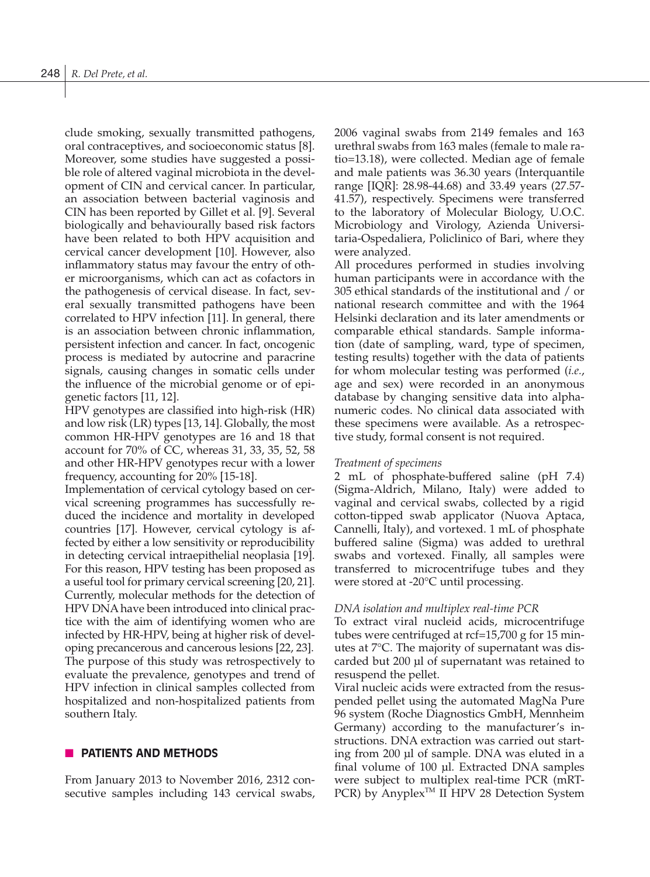clude smoking, sexually transmitted pathogens, oral contraceptives, and socioeconomic status [8]. Moreover, some studies have suggested a possible role of altered vaginal microbiota in the development of CIN and cervical cancer. In particular, an association between bacterial vaginosis and CIN has been reported by Gillet et al. [9]. Several biologically and behaviourally based risk factors have been related to both HPV acquisition and cervical cancer development [10]. However, also inflammatory status may favour the entry of other microorganisms, which can act as cofactors in the pathogenesis of cervical disease. In fact, several sexually transmitted pathogens have been correlated to HPV infection [11]. In general, there is an association between chronic inflammation, persistent infection and cancer. In fact, oncogenic process is mediated by autocrine and paracrine signals, causing changes in somatic cells under the influence of the microbial genome or of epigenetic factors [11, 12].

HPV genotypes are classified into high-risk (HR) and low risk (LR) types [13, 14]. Globally, the most common HR-HPV genotypes are 16 and 18 that account for 70% of CC, whereas 31, 33, 35, 52, 58 and other HR-HPV genotypes recur with a lower frequency, accounting for 20% [15-18].

Implementation of cervical cytology based on cervical screening programmes has successfully reduced the incidence and mortality in developed countries [17]. However, cervical cytology is affected by either a low sensitivity or reproducibility in detecting cervical intraepithelial neoplasia [19]. For this reason, HPV testing has been proposed as a useful tool for primary cervical screening [20, 21]. Currently, molecular methods for the detection of HPV DNA have been introduced into clinical practice with the aim of identifying women who are infected by HR-HPV, being at higher risk of developing precancerous and cancerous lesions [22, 23]. The purpose of this study was retrospectively to evaluate the prevalence, genotypes and trend of HPV infection in clinical samples collected from hospitalized and non-hospitalized patients from southern Italy.

## PATIENTS AND METHODS

From January 2013 to November 2016, 2312 consecutive samples including 143 cervical swabs, 2006 vaginal swabs from 2149 females and 163 urethral swabs from 163 males (female to male ratio=13.18), were collected. Median age of female and male patients was 36.30 years (Interquantile range [IQR]: 28.98-44.68) and 33.49 years (27.57-41.57), respectively. Specimens were transferred to the laboratory of Molecular Biology, U.O.C. Microbiology and Virology, Azienda Universitaria-Ospedaliera, Policlinico of Bari, where they were analyzed.

All procedures performed in studies involving human participants were in accordance with the 305 ethical standards of the institutional and / or national research committee and with the 1964 Helsinki declaration and its later amendments or comparable ethical standards. Sample information (date of sampling, ward, type of specimen, testing results) together with the data of patients for whom molecular testing was performed (*i.e.*, age and sex) were recorded in an anonymous database by changing sensitive data into alphanumeric codes. No clinical data associated with these specimens were available. As a retrospective study, formal consent is not required.

### *Treatment of specimens*

2 mL of phosphate-buffered saline (pH 7.4) (Sigma-Aldrich, Milano, Italy) were added to vaginal and cervical swabs, collected by a rigid cotton-tipped swab applicator (Nuova Aptaca, Cannelli, Italy), and vortexed. 1 mL of phosphate buffered saline (Sigma) was added to urethral swabs and vortexed. Finally, all samples were transferred to microcentrifuge tubes and they were stored at -20°C until processing.

### *DNA isolation and multiplex real-time PCR*

To extract viral nucleid acids, microcentrifuge tubes were centrifuged at rcf=15,700 g for 15 minutes at 7°C. The majority of supernatant was discarded but 200 μl of supernatant was retained to resuspend the pellet.

Viral nucleic acids were extracted from the resuspended pellet using the automated MagNa Pure 96 system (Roche Diagnostics GmbH, Mennheim Germany) according to the manufacturer's instructions. DNA extraction was carried out starting from 200 μl of sample. DNA was eluted in a final volume of 100 μl. Extracted DNA samples were subject to multiplex real-time PCR (mRT-PCR) by Anyplex™ II HPV 28 Detection System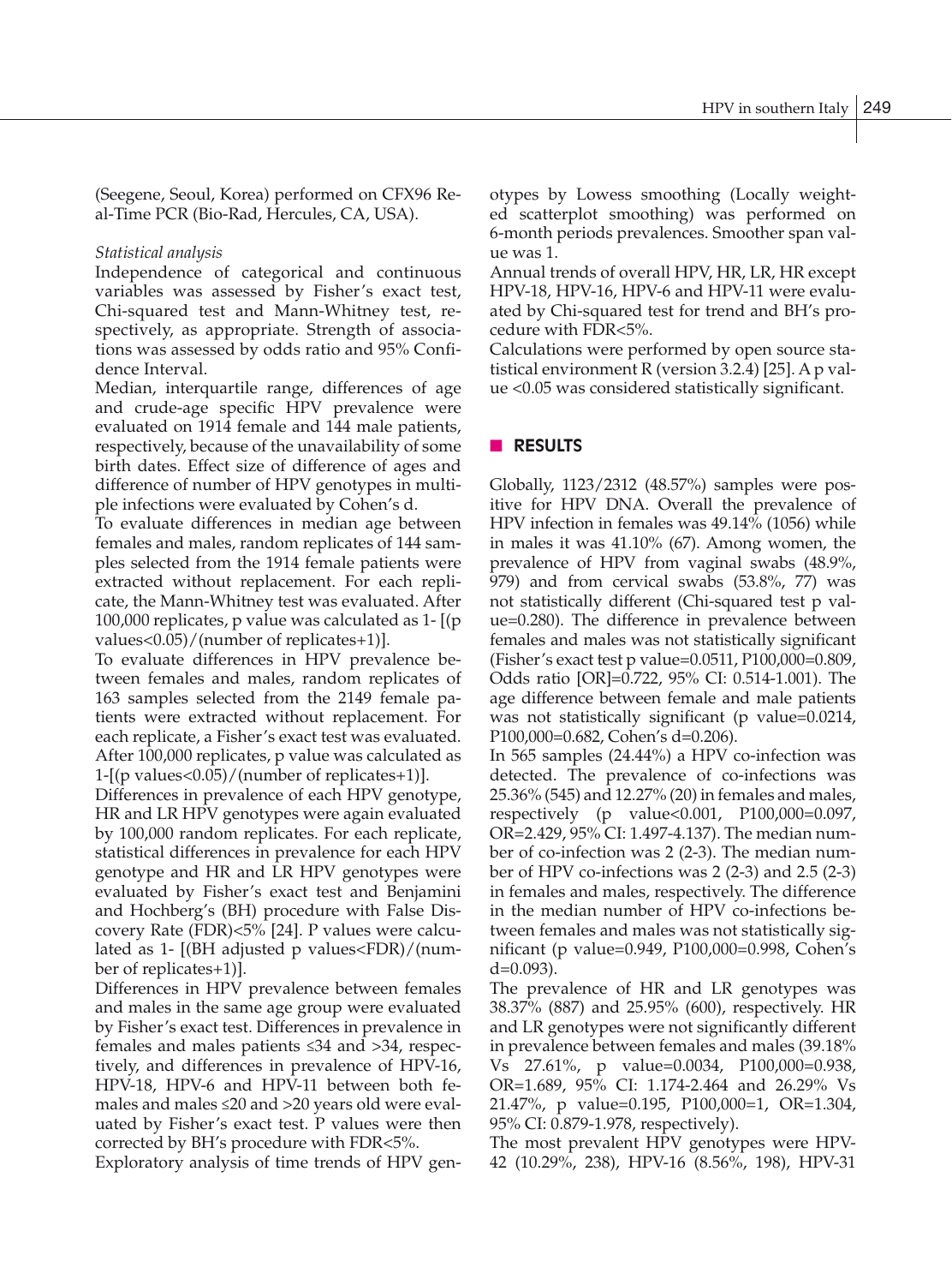(Seegene, Seoul, Korea) performed on CFX96 Real-Time PCR (Bio-Rad, Hercules, CA, USA).

*Statistical analysis*

Independence of categorical and continuous variables was assessed by Fisher's exact test, Chi-squared test and Mann-Whitney test, respectively, as appropriate. Strength of associations was assessed by odds ratio and 95% Confidence Interval.

Median, interquartile range, differences of age and crude-age specific HPV prevalence were evaluated on 1914 female and 144 male patients, respectively, because of the unavailability of some birth dates. Effect size of difference of ages and difference of number of HPV genotypes in multiple infections were evaluated by Cohen's d.

To evaluate differences in median age between females and males, random replicates of 144 samples selected from the 1914 female patients were extracted without replacement. For each replicate, the Mann-Whitney test was evaluated. After 100,000 replicates, p value was calculated as 1- [(p values<0.05)/(number of replicates+1)].

To evaluate differences in HPV prevalence between females and males, random replicates of 163 samples selected from the 2149 female patients were extracted without replacement. For each replicate, a Fisher's exact test was evaluated. After 100,000 replicates, p value was calculated as 1-[(p values<0.05)/(number of replicates+1)].

Differences in prevalence of each HPV genotype, HR and LR HPV genotypes were again evaluated by 100,000 random replicates. For each replicate, statistical differences in prevalence for each HPV genotype and HR and LR HPV genotypes were evaluated by Fisher's exact test and Benjamini and Hochberg's (BH) procedure with False Discovery Rate (FDR)<5% [24]. P values were calculated as 1- [(BH adjusted p values<FDR)/(number of replicates+1)].

Differences in HPV prevalence between females and males in the same age group were evaluated by Fisher's exact test. Differences in prevalence in females and males patients ≤34 and >34, respectively, and differences in prevalence of HPV-16, HPV-18, HPV-6 and HPV-11 between both females and males ≤20 and >20 years old were evaluated by Fisher's exact test. P values were then corrected by BH's procedure with FDR<5%.

Exploratory analysis of time trends of HPV genotypes by Lowess smoothing (Locally weighted scatterplot smoothing) was performed on 6-month periods prevalences. Smoother span value was 1.

Annual trends of overall HPV, HR, LR, HR except HPV-18, HPV-16, HPV-6 and HPV-11 were evaluated by Chi-squared test for trend and BH's procedure with FDR<5%.

Calculations were performed by open source statistical environment R (version 3.2.4) [25]. A p value <0.05 was considered statistically significant.

## RESULTS

Globally, 1123/2312 (48.57%) samples were positive for HPV DNA. Overall the prevalence of HPV infection in females was 49.14% (1056) while in males it was 41.10% (67). Among women, the prevalence of HPV from vaginal swabs (48.9%, 979) and from cervical swabs (53.8%, 77) was not statistically different (Chi-squared test p value=0.280). The difference in prevalence between females and males was not statistically significant (Fisher's exact test p value=0.0511, P100,000=0.809, Odds ratio [OR]=0.722, 95% CI: 0.514-1.001). The age difference between female and male patients was not statistically significant (p value=0.0214, P100,000=0.682, Cohen's d=0.206).

In 565 samples (24.44%) a HPV co-infection was detected. The prevalence of co-infections was 25.36% (545) and 12.27% (20) in females and males, respectively (p value<0.001, P100,000=0.097, OR=2.429, 95% CI: 1.497-4.137). The median number of co-infection was 2 (2-3). The median number of HPV co-infections was 2 (2-3) and 2.5 (2-3) in females and males, respectively. The difference in the median number of HPV co-infections between females and males was not statistically significant (p value=0.949, P100,000=0.998, Cohen's d=0.093).

The prevalence of HR and LR genotypes was 38.37% (887) and 25.95% (600), respectively. HR and LR genotypes were not significantly different in prevalence between females and males (39.18% Vs 27.61%, p value=0.0034, P100,000=0.938, OR=1.689, 95% CI: 1.174-2.464 and 26.29% Vs 21.47%, p value=0.195, P100,000=1, OR=1.304, 95% CI: 0.879-1.978, respectively).

The most prevalent HPV genotypes were HPV-42 (10.29%, 238), HPV-16 (8.56%, 198), HPV-31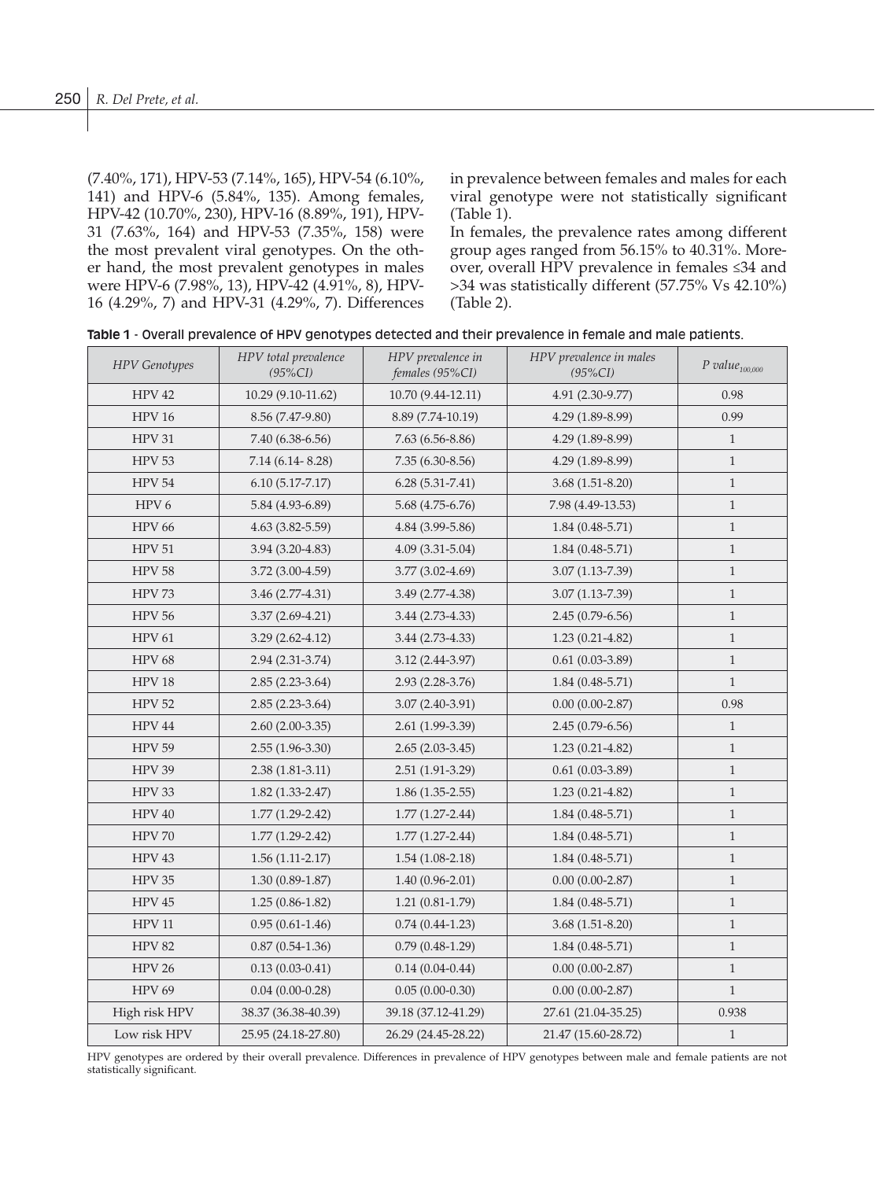(7.40%, 171), HPV-53 (7.14%, 165), HPV-54 (6.10%, 141) and HPV-6 (5.84%, 135). Among females, HPV-42 (10.70%, 230), HPV-16 (8.89%, 191), HPV-31 (7.63%, 164) and HPV-53 (7.35%, 158) were the most prevalent viral genotypes. On the other hand, the most prevalent genotypes in males were HPV-6 (7.98%, 13), HPV-42 (4.91%, 8), HPV-16 (4.29%, 7) and HPV-31 (4.29%, 7). Differences in prevalence between females and males for each viral genotype were not statistically significant (Table 1).

In females, the prevalence rates among different group ages ranged from 56.15% to 40.31%. Moreover, overall HPV prevalence in females ≤34 and >34 was statistically different (57.75% Vs 42.10%) (Table 2).

**Table 1** - Overall prevalence of HPV genotypes detected and their prevalence in female and male patients.

| *HPV Genotypes* | *HPV total prevalence (95%CI)* | *HPV prevalence in females (95%CI)* | *HPV prevalence in males (95%CI)* | *P value$_{100,000}$* |
|---|---|---|---|---|
| HPV 42 | 10.29 (9.10-11.62) | 10.70 (9.44-12.11) | 4.91 (2.30-9.77) | 0.98 |
| HPV 16 | 8.56 (7.47-9.80) | 8.89 (7.74-10.19) | 4.29 (1.89-8.99) | 0.99 |
| HPV 31 | 7.40 (6.38-6.56) | 7.63 (6.56-8.86) | 4.29 (1.89-8.99) | 1 |
| HPV 53 | 7.14 (6.14- 8.28) | 7.35 (6.30-8.56) | 4.29 (1.89-8.99) | 1 |
| HPV 54 | 6.10 (5.17-7.17) | 6.28 (5.31-7.41) | 3.68 (1.51-8.20) | 1 |
| HPV 6 | 5.84 (4.93-6.89) | 5.68 (4.75-6.76) | 7.98 (4.49-13.53) | 1 |
| HPV 66 | 4.63 (3.82-5.59) | 4.84 (3.99-5.86) | 1.84 (0.48-5.71) | 1 |
| HPV 51 | 3.94 (3.20-4.83) | 4.09 (3.31-5.04) | 1.84 (0.48-5.71) | 1 |
| HPV 58 | 3.72 (3.00-4.59) | 3.77 (3.02-4.69) | 3.07 (1.13-7.39) | 1 |
| HPV 73 | 3.46 (2.77-4.31) | 3.49 (2.77-4.38) | 3.07 (1.13-7.39) | 1 |
| HPV 56 | 3.37 (2.69-4.21) | 3.44 (2.73-4.33) | 2.45 (0.79-6.56) | 1 |
| HPV 61 | 3.29 (2.62-4.12) | 3.44 (2.73-4.33) | 1.23 (0.21-4.82) | 1 |
| HPV 68 | 2.94 (2.31-3.74) | 3.12 (2.44-3.97) | 0.61 (0.03-3.89) | 1 |
| HPV 18 | 2.85 (2.23-3.64) | 2.93 (2.28-3.76) | 1.84 (0.48-5.71) | 1 |
| HPV 52 | 2.85 (2.23-3.64) | 3.07 (2.40-3.91) | 0.00 (0.00-2.87) | 0.98 |
| HPV 44 | 2.60 (2.00-3.35) | 2.61 (1.99-3.39) | 2.45 (0.79-6.56) | 1 |
| HPV 59 | 2.55 (1.96-3.30) | 2.65 (2.03-3.45) | 1.23 (0.21-4.82) | 1 |
| HPV 39 | 2.38 (1.81-3.11) | 2.51 (1.91-3.29) | 0.61 (0.03-3.89) | 1 |
| HPV 33 | 1.82 (1.33-2.47) | 1.86 (1.35-2.55) | 1.23 (0.21-4.82) | 1 |
| HPV 40 | 1.77 (1.29-2.42) | 1.77 (1.27-2.44) | 1.84 (0.48-5.71) | 1 |
| HPV 70 | 1.77 (1.29-2.42) | 1.77 (1.27-2.44) | 1.84 (0.48-5.71) | 1 |
| HPV 43 | 1.56 (1.11-2.17) | 1.54 (1.08-2.18) | 1.84 (0.48-5.71) | 1 |
| HPV 35 | 1.30 (0.89-1.87) | 1.40 (0.96-2.01) | 0.00 (0.00-2.87) | 1 |
| HPV 45 | 1.25 (0.86-1.82) | 1.21 (0.81-1.79) | 1.84 (0.48-5.71) | 1 |
| HPV 11 | 0.95 (0.61-1.46) | 0.74 (0.44-1.23) | 3.68 (1.51-8.20) | 1 |
| HPV 82 | 0.87 (0.54-1.36) | 0.79 (0.48-1.29) | 1.84 (0.48-5.71) | 1 |
| HPV 26 | 0.13 (0.03-0.41) | 0.14 (0.04-0.44) | 0.00 (0.00-2.87) | 1 |
| HPV 69 | 0.04 (0.00-0.28) | 0.05 (0.00-0.30) | 0.00 (0.00-2.87) | 1 |
| High risk HPV | 38.37 (36.38-40.39) | 39.18 (37.12-41.29) | 27.61 (21.04-35.25) | 0.938 |
| Low risk HPV | 25.95 (24.18-27.80) | 26.29 (24.45-28.22) | 21.47 (15.60-28.72) | 1 |

HPV genotypes are ordered by their overall prevalence. Differences in prevalence of HPV genotypes between male and female patients are not statistically significant.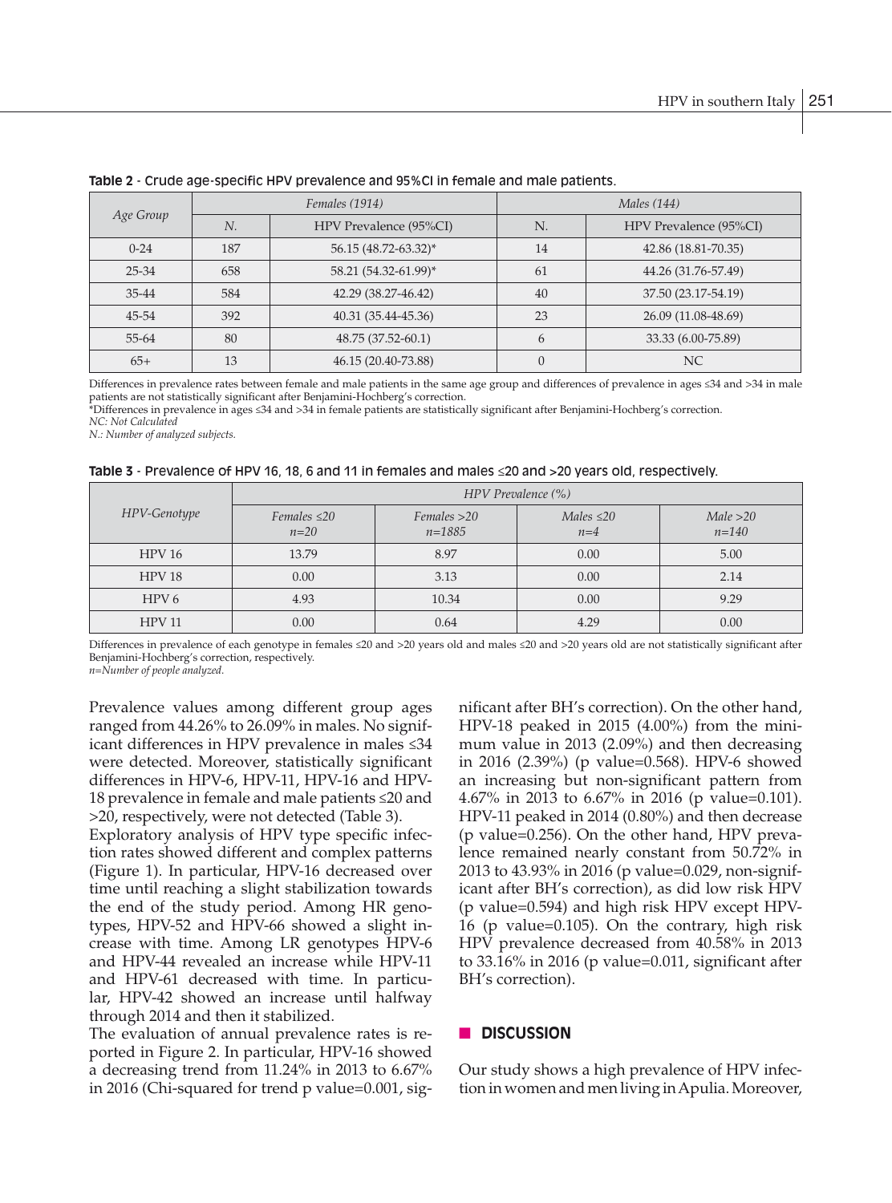**Table 2** - Crude age-specific HPV prevalence and 95%CI in female and male patients.

| *Age Group* | *Females (1914)* | | *Males (144)* | |
|---|---|---|---|---|
| | *N.* | HPV Prevalence (95%CI) | N. | HPV Prevalence (95%CI) |
| 0-24 | 187 | 56.15 (48.72-63.32)* | 14 | 42.86 (18.81-70.35) |
| 25-34 | 658 | 58.21 (54.32-61.99)* | 61 | 44.26 (31.76-57.49) |
| 35-44 | 584 | 42.29 (38.27-46.42) | 40 | 37.50 (23.17-54.19) |
| 45-54 | 392 | 40.31 (35.44-45.36) | 23 | 26.09 (11.08-48.69) |
| 55-64 | 80 | 48.75 (37.52-60.1) | 6 | 33.33 (6.00-75.89) |
| 65+ | 13 | 46.15 (20.40-73.88) | 0 | NC |

Differences in prevalence rates between female and male patients in the same age group and differences of prevalence in ages ≤34 and >34 in male patients are not statistically significant after Benjamini-Hochberg's correction.
*Differences in prevalence in ages ≤34 and >34 in female patients are statistically significant after Benjamini-Hochberg's correction.
*NC: Not Calculated*
*N.: Number of analyzed subjects.*

**Table 3** - Prevalence of HPV 16, 18, 6 and 11 in females and males ≤20 and >20 years old, respectively.

| *HPV-Genotype* | *HPV Prevalence (%)* | | | |
|---|---|---|---|---|
| | *Females ≤20 n=20* | *Females >20 n=1885* | *Males ≤20 n=4* | *Male >20 n=140* |
| HPV 16 | 13.79 | 8.97 | 0.00 | 5.00 |
| HPV 18 | 0.00 | 3.13 | 0.00 | 2.14 |
| HPV 6 | 4.93 | 10.34 | 0.00 | 9.29 |
| HPV 11 | 0.00 | 0.64 | 4.29 | 0.00 |

Differences in prevalence of each genotype in females ≤20 and >20 years old and males ≤20 and >20 years old are not statistically significant after Benjamini-Hochberg's correction, respectively.
*n=Number of people analyzed.*

Prevalence values among different group ages ranged from 44.26% to 26.09% in males. No significant differences in HPV prevalence in males ≤34 were detected. Moreover, statistically significant differences in HPV-6, HPV-11, HPV-16 and HPV-18 prevalence in female and male patients ≤20 and >20, respectively, were not detected (Table 3).

Exploratory analysis of HPV type specific infection rates showed different and complex patterns (Figure 1). In particular, HPV-16 decreased over time until reaching a slight stabilization towards the end of the study period. Among HR genotypes, HPV-52 and HPV-66 showed a slight increase with time. Among LR genotypes HPV-6 and HPV-44 revealed an increase while HPV-11 and HPV-61 decreased with time. In particular, HPV-42 showed an increase until halfway through 2014 and then it stabilized.

The evaluation of annual prevalence rates is reported in Figure 2. In particular, HPV-16 showed a decreasing trend from 11.24% in 2013 to 6.67% in 2016 (Chi-squared for trend p value=0.001, significant after BH's correction). On the other hand, HPV-18 peaked in 2015 (4.00%) from the minimum value in 2013 (2.09%) and then decreasing in 2016 (2.39%) (p value=0.568). HPV-6 showed an increasing but non-significant pattern from 4.67% in 2013 to 6.67% in 2016 (p value=0.101). HPV-11 peaked in 2014 (0.80%) and then decrease (p value=0.256). On the other hand, HPV prevalence remained nearly constant from 50.72% in 2013 to 43.93% in 2016 (p value=0.029, non-significant after BH's correction), as did low risk HPV (p value=0.594) and high risk HPV except HPV-16 (p value=0.105). On the contrary, high risk HPV prevalence decreased from 40.58% in 2013 to 33.16% in 2016 (p value=0.011, significant after BH's correction).

## DISCUSSION

Our study shows a high prevalence of HPV infection in women and men living in Apulia. Moreover,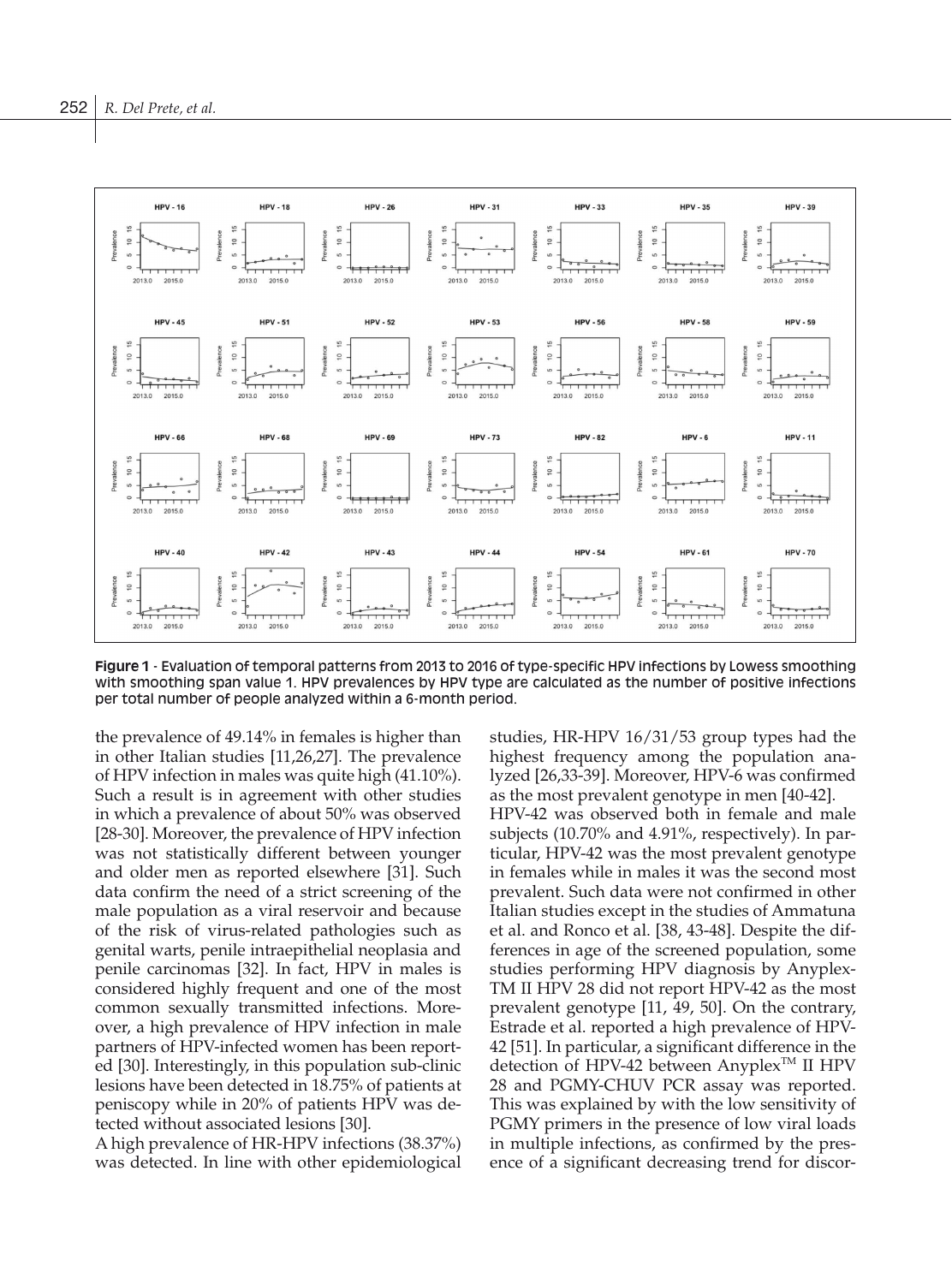**Figure 1** - Evaluation of temporal patterns from 2013 to 2016 of type-specific HPV infections by Lowess smoothing with smoothing span value 1. HPV prevalences by HPV type are calculated as the number of positive infections per total number of people analyzed within a 6-month period.

the prevalence of 49.14% in females is higher than in other Italian studies [11,26,27]. The prevalence of HPV infection in males was quite high (41.10%). Such a result is in agreement with other studies in which a prevalence of about 50% was observed [28-30]. Moreover, the prevalence of HPV infection was not statistically different between younger and older men as reported elsewhere [31]. Such data confirm the need of a strict screening of the male population as a viral reservoir and because of the risk of virus-related pathologies such as genital warts, penile intraepithelial neoplasia and penile carcinomas [32]. In fact, HPV in males is considered highly frequent and one of the most common sexually transmitted infections. Moreover, a high prevalence of HPV infection in male partners of HPV-infected women has been reported [30]. Interestingly, in this population sub-clinic lesions have been detected in 18.75% of patients at peniscopy while in 20% of patients HPV was detected without associated lesions [30].

A high prevalence of HR-HPV infections (38.37%) was detected. In line with other epidemiological studies, HR-HPV 16/31/53 group types had the highest frequency among the population analyzed [26,33-39]. Moreover, HPV-6 was confirmed as the most prevalent genotype in men [40-42].

HPV-42 was observed both in female and male subjects (10.70% and 4.91%, respectively). In particular, HPV-42 was the most prevalent genotype in females while in males it was the second most prevalent. Such data were not confirmed in other Italian studies except in the studies of Ammatuna et al. and Ronco et al. [38, 43-48]. Despite the differences in age of the screened population, some studies performing HPV diagnosis by Anyplex-TM II HPV 28 did not report HPV-42 as the most prevalent genotype [11, 49, 50]. On the contrary, Estrade et al. reported a high prevalence of HPV-42 [51]. In particular, a significant difference in the detection of HPV-42 between Anyplex™ II HPV 28 and PGMY-CHUV PCR assay was reported. This was explained by with the low sensitivity of PGMY primers in the presence of low viral loads in multiple infections, as confirmed by the presence of a significant decreasing trend for discor-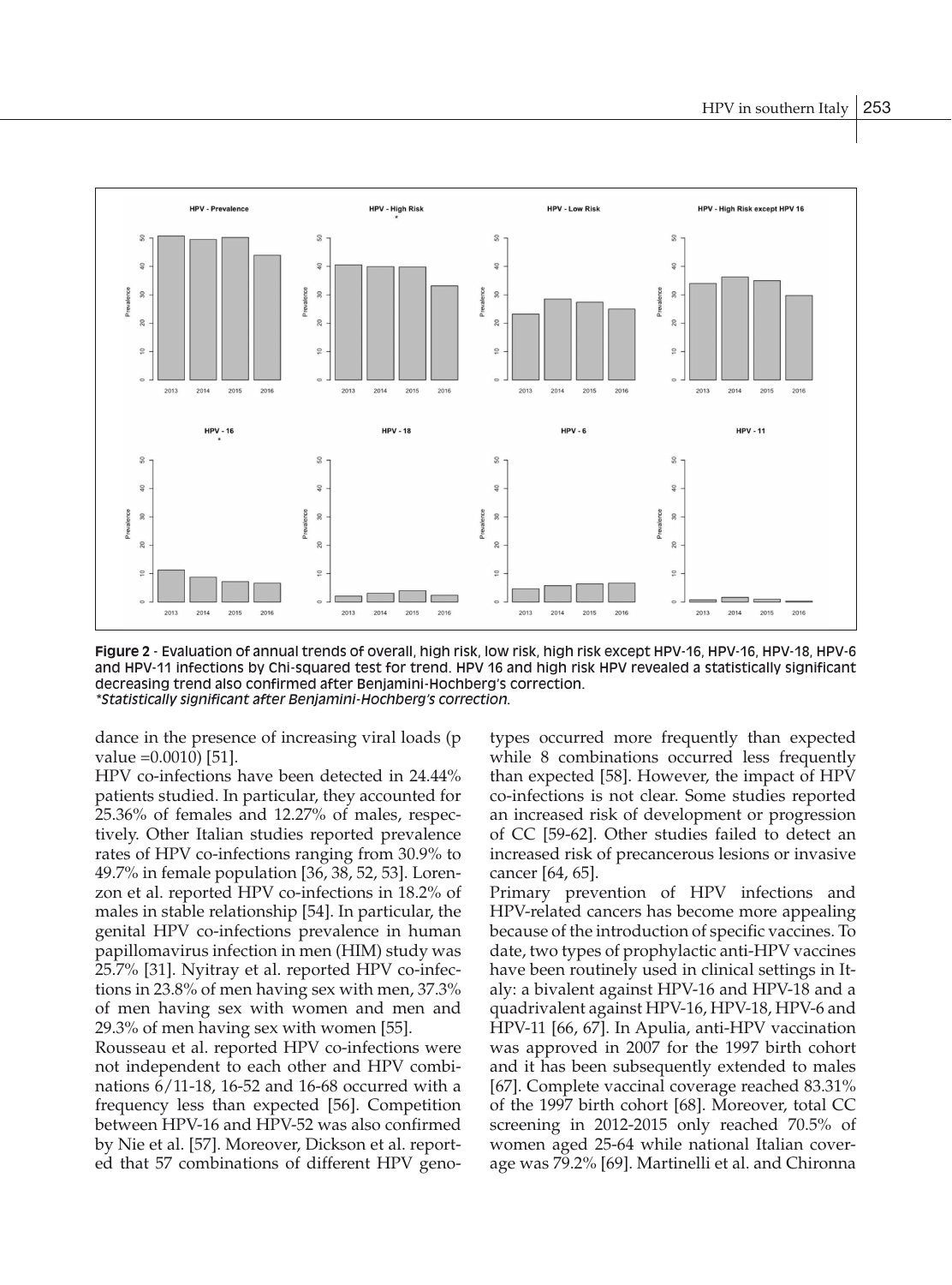**Figure 2** - Evaluation of annual trends of overall, high risk, low risk, high risk except HPV-16, HPV-16, HPV-18, HPV-6 and HPV-11 infections by Chi-squared test for trend. HPV 16 and high risk HPV revealed a statistically significant decreasing trend also confirmed after Benjamini-Hochberg's correction.
*\*Statistically significant after Benjamini-Hochberg's correction.*

dance in the presence of increasing viral loads (p value =0.0010) [51].

HPV co-infections have been detected in 24.44% patients studied. In particular, they accounted for 25.36% of females and 12.27% of males, respectively. Other Italian studies reported prevalence rates of HPV co-infections ranging from 30.9% to 49.7% in female population [36, 38, 52, 53]. Lorenzon et al. reported HPV co-infections in 18.2% of males in stable relationship [54]. In particular, the genital HPV co-infections prevalence in human papillomavirus infection in men (HIM) study was 25.7% [31]. Nyitray et al. reported HPV co-infections in 23.8% of men having sex with men, 37.3% of men having sex with women and men and 29.3% of men having sex with women [55].

Rousseau et al. reported HPV co-infections were not independent to each other and HPV combinations 6/11-18, 16-52 and 16-68 occurred with a frequency less than expected [56]. Competition between HPV-16 and HPV-52 was also confirmed by Nie et al. [57]. Moreover, Dickson et al. reported that 57 combinations of different HPV genotypes occurred more frequently than expected while 8 combinations occurred less frequently than expected [58]. However, the impact of HPV co-infections is not clear. Some studies reported an increased risk of development or progression of CC [59-62]. Other studies failed to detect an increased risk of precancerous lesions or invasive cancer [64, 65].

Primary prevention of HPV infections and HPV-related cancers has become more appealing because of the introduction of specific vaccines. To date, two types of prophylactic anti-HPV vaccines have been routinely used in clinical settings in Italy: a bivalent against HPV-16 and HPV-18 and a quadrivalent against HPV-16, HPV-18, HPV-6 and HPV-11 [66, 67]. In Apulia, anti-HPV vaccination was approved in 2007 for the 1997 birth cohort and it has been subsequently extended to males [67]. Complete vaccinal coverage reached 83.31% of the 1997 birth cohort [68]. Moreover, total CC screening in 2012-2015 only reached 70.5% of women aged 25-64 while national Italian coverage was 79.2% [69]. Martinelli et al. and Chironna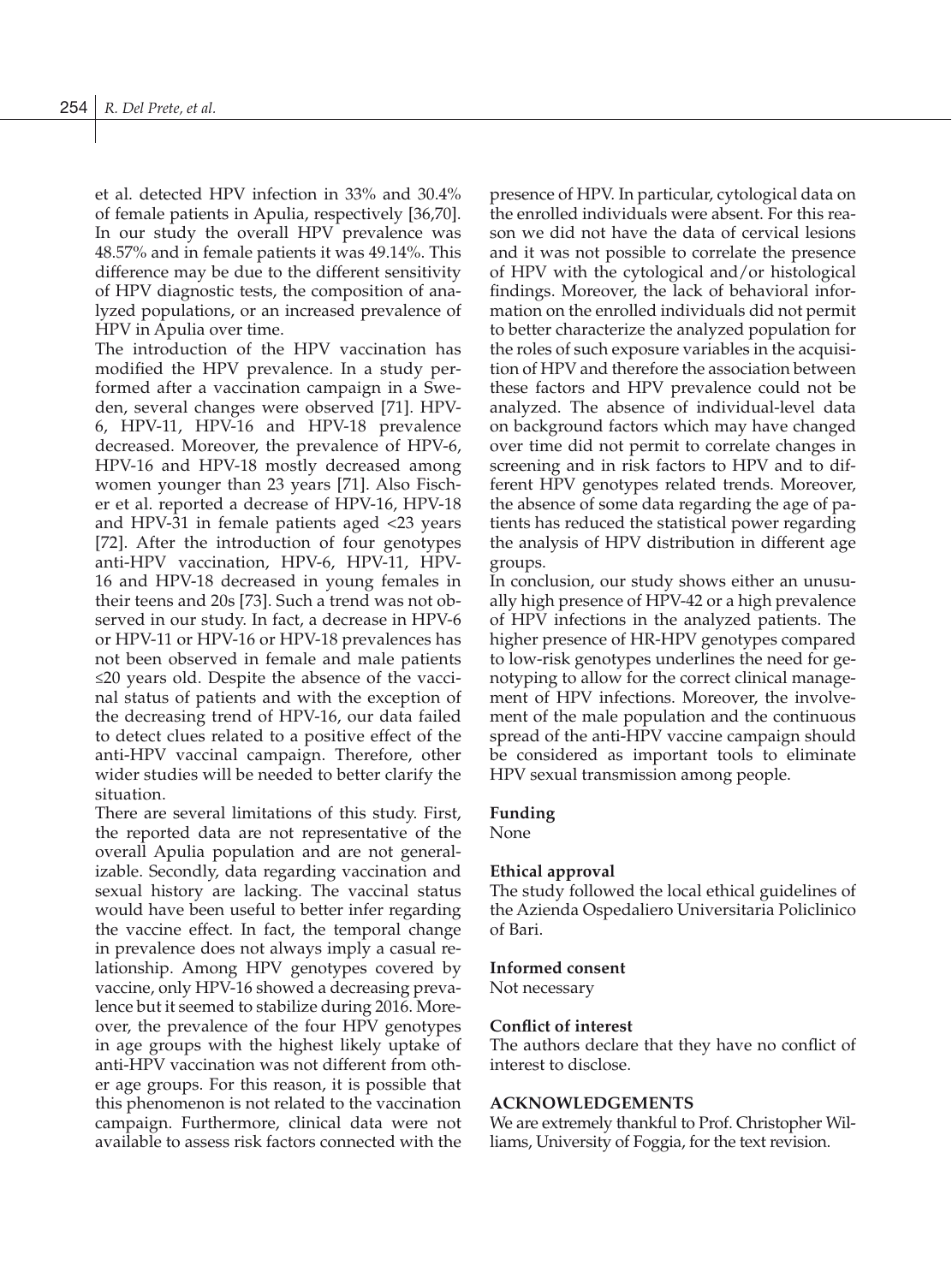et al. detected HPV infection in 33% and 30.4% of female patients in Apulia, respectively [36,70]. In our study the overall HPV prevalence was 48.57% and in female patients it was 49.14%. This difference may be due to the different sensitivity of HPV diagnostic tests, the composition of analyzed populations, or an increased prevalence of HPV in Apulia over time.

The introduction of the HPV vaccination has modified the HPV prevalence. In a study performed after a vaccination campaign in a Sweden, several changes were observed [71]. HPV-6, HPV-11, HPV-16 and HPV-18 prevalence decreased. Moreover, the prevalence of HPV-6, HPV-16 and HPV-18 mostly decreased among women younger than 23 years [71]. Also Fischer et al. reported a decrease of HPV-16, HPV-18 and HPV-31 in female patients aged <23 years [72]. After the introduction of four genotypes anti-HPV vaccination, HPV-6, HPV-11, HPV-16 and HPV-18 decreased in young females in their teens and 20s [73]. Such a trend was not observed in our study. In fact, a decrease in HPV-6 or HPV-11 or HPV-16 or HPV-18 prevalences has not been observed in female and male patients ≤20 years old. Despite the absence of the vaccinal status of patients and with the exception of the decreasing trend of HPV-16, our data failed to detect clues related to a positive effect of the anti-HPV vaccinal campaign. Therefore, other wider studies will be needed to better clarify the situation.

There are several limitations of this study. First, the reported data are not representative of the overall Apulia population and are not generalizable. Secondly, data regarding vaccination and sexual history are lacking. The vaccinal status would have been useful to better infer regarding the vaccine effect. In fact, the temporal change in prevalence does not always imply a casual relationship. Among HPV genotypes covered by vaccine, only HPV-16 showed a decreasing prevalence but it seemed to stabilize during 2016. Moreover, the prevalence of the four HPV genotypes in age groups with the highest likely uptake of anti-HPV vaccination was not different from other age groups. For this reason, it is possible that this phenomenon is not related to the vaccination campaign. Furthermore, clinical data were not available to assess risk factors connected with the presence of HPV. In particular, cytological data on the enrolled individuals were absent. For this reason we did not have the data of cervical lesions and it was not possible to correlate the presence of HPV with the cytological and/or histological findings. Moreover, the lack of behavioral information on the enrolled individuals did not permit to better characterize the analyzed population for the roles of such exposure variables in the acquisition of HPV and therefore the association between these factors and HPV prevalence could not be analyzed. The absence of individual-level data on background factors which may have changed over time did not permit to correlate changes in screening and in risk factors to HPV and to different HPV genotypes related trends. Moreover, the absence of some data regarding the age of patients has reduced the statistical power regarding the analysis of HPV distribution in different age groups.

In conclusion, our study shows either an unusually high presence of HPV-42 or a high prevalence of HPV infections in the analyzed patients. The higher presence of HR-HPV genotypes compared to low-risk genotypes underlines the need for genotyping to allow for the correct clinical management of HPV infections. Moreover, the involvement of the male population and the continuous spread of the anti-HPV vaccine campaign should be considered as important tools to eliminate HPV sexual transmission among people.

**Funding**

None

**Ethical approval**

The study followed the local ethical guidelines of the Azienda Ospedaliero Universitaria Policlinico of Bari.

**Informed consent**

Not necessary

**Conflict of interest**

The authors declare that they have no conflict of interest to disclose.

## ACKNOWLEDGEMENTS

We are extremely thankful to Prof. Christopher Williams, University of Foggia, for the text revision.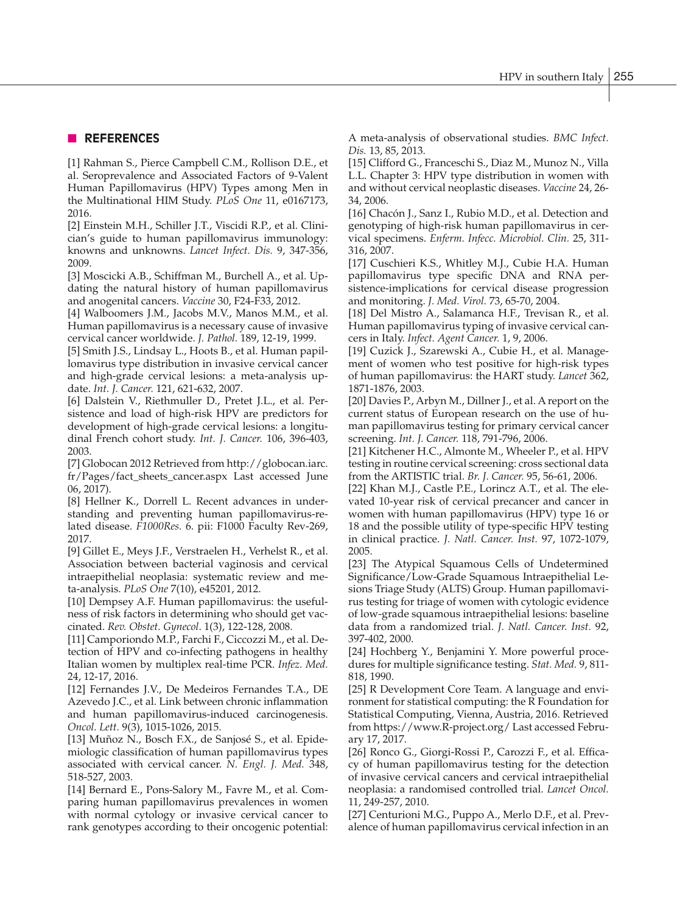## REFERENCES

[1] Rahman S., Pierce Campbell C.M., Rollison D.E., et al. Seroprevalence and Associated Factors of 9-Valent Human Papillomavirus (HPV) Types among Men in the Multinational HIM Study. *PLoS One* 11, e0167173, 2016.

[2] Einstein M.H., Schiller J.T., Viscidi R.P., et al. Clinician's guide to human papillomavirus immunology: knowns and unknowns. *Lancet Infect. Dis.* 9, 347-356, 2009.

[3] Moscicki A.B., Schiffman M., Burchell A., et al. Updating the natural history of human papillomavirus and anogenital cancers. *Vaccine* 30, F24-F33, 2012.

[4] Walboomers J.M., Jacobs M.V., Manos M.M., et al. Human papillomavirus is a necessary cause of invasive cervical cancer worldwide. *J. Pathol.* 189, 12-19, 1999.

[5] Smith J.S., Lindsay L., Hoots B., et al. Human papillomavirus type distribution in invasive cervical cancer and high-grade cervical lesions: a meta-analysis update. *Int. J. Cancer.* 121, 621-632, 2007.

[6] Dalstein V., Riethmuller D., Pretet J.L., et al. Persistence and load of high-risk HPV are predictors for development of high-grade cervical lesions: a longitudinal French cohort study. *Int. J. Cancer.* 106, 396-403, 2003.

[7] Globocan 2012 Retrieved from http://globocan.iarc.fr/Pages/fact_sheets_cancer.aspx Last accessed June 06, 2017).

[8] Hellner K., Dorrell L. Recent advances in understanding and preventing human papillomavirus-related disease. *F1000Res.* 6. pii: F1000 Faculty Rev-269, 2017.

[9] Gillet E., Meys J.F., Verstraelen H., Verhelst R., et al. Association between bacterial vaginosis and cervical intraepithelial neoplasia: systematic review and meta-analysis. *PLoS One* 7(10), e45201, 2012.

[10] Dempsey A.F. Human papillomavirus: the usefulness of risk factors in determining who should get vaccinated. *Rev. Obstet. Gynecol.* 1(3), 122-128, 2008.

[11] Camporiondo M.P., Farchi F., Ciccozzi M., et al. Detection of HPV and co-infecting pathogens in healthy Italian women by multiplex real-time PCR. *Infez. Med.* 24, 12-17, 2016.

[12] Fernandes J.V., De Medeiros Fernandes T.A., DE Azevedo J.C., et al. Link between chronic inflammation and human papillomavirus-induced carcinogenesis. *Oncol. Lett.* 9(3), 1015-1026, 2015.

[13] Muñoz N., Bosch F.X., de Sanjosé S., et al. Epidemiologic classification of human papillomavirus types associated with cervical cancer. *N. Engl. J. Med.* 348, 518-527, 2003.

[14] Bernard E., Pons-Salory M., Favre M., et al. Comparing human papillomavirus prevalences in women with normal cytology or invasive cervical cancer to rank genotypes according to their oncogenic potential: A meta-analysis of observational studies. *BMC Infect. Dis.* 13, 85, 2013.

[15] Clifford G., Franceschi S., Diaz M., Munoz N., Villa L.L. Chapter 3: HPV type distribution in women with and without cervical neoplastic diseases. *Vaccine* 24, 26-34, 2006.

[16] Chacón J., Sanz I., Rubio M.D., et al. Detection and genotyping of high-risk human papillomavirus in cervical specimens. *Enferm. Infecc. Microbiol. Clin.* 25, 311-316, 2007.

[17] Cuschieri K.S., Whitley M.J., Cubie H.A. Human papillomavirus type specific DNA and RNA persistence-implications for cervical disease progression and monitoring. *J. Med. Virol.* 73, 65-70, 2004.

[18] Del Mistro A., Salamanca H.F., Trevisan R., et al. Human papillomavirus typing of invasive cervical cancers in Italy. *Infect. Agent Cancer.* 1, 9, 2006.

[19] Cuzick J., Szarewski A., Cubie H., et al. Management of women who test positive for high-risk types of human papillomavirus: the HART study. *Lancet* 362, 1871-1876, 2003.

[20] Davies P., Arbyn M., Dillner J., et al. A report on the current status of European research on the use of human papillomavirus testing for primary cervical cancer screening. *Int. J. Cancer.* 118, 791-796, 2006.

[21] Kitchener H.C., Almonte M., Wheeler P., et al. HPV testing in routine cervical screening: cross sectional data from the ARTISTIC trial. *Br. J. Cancer.* 95, 56-61, 2006.

[22] Khan M.J., Castle P.E., Lorincz A.T., et al. The elevated 10-year risk of cervical precancer and cancer in women with human papillomavirus (HPV) type 16 or 18 and the possible utility of type-specific HPV testing in clinical practice. *J. Natl. Cancer. Inst.* 97, 1072-1079, 2005.

[23] The Atypical Squamous Cells of Undetermined Significance/Low-Grade Squamous Intraepithelial Lesions Triage Study (ALTS) Group. Human papillomavirus testing for triage of women with cytologic evidence of low-grade squamous intraepithelial lesions: baseline data from a randomized trial. *J. Natl. Cancer. Inst.* 92, 397-402, 2000.

[24] Hochberg Y., Benjamini Y. More powerful procedures for multiple significance testing. *Stat. Med.* 9, 811-818, 1990.

[25] R Development Core Team. A language and environment for statistical computing: the R Foundation for Statistical Computing, Vienna, Austria, 2016. Retrieved from https://www.R-project.org/ Last accessed February 17, 2017.

[26] Ronco G., Giorgi-Rossi P., Carozzi F., et al. Efficacy of human papillomavirus testing for the detection of invasive cervical cancers and cervical intraepithelial neoplasia: a randomised controlled trial. *Lancet Oncol.* 11, 249-257, 2010.

[27] Centurioni M.G., Puppo A., Merlo D.F., et al. Prevalence of human papillomavirus cervical infection in an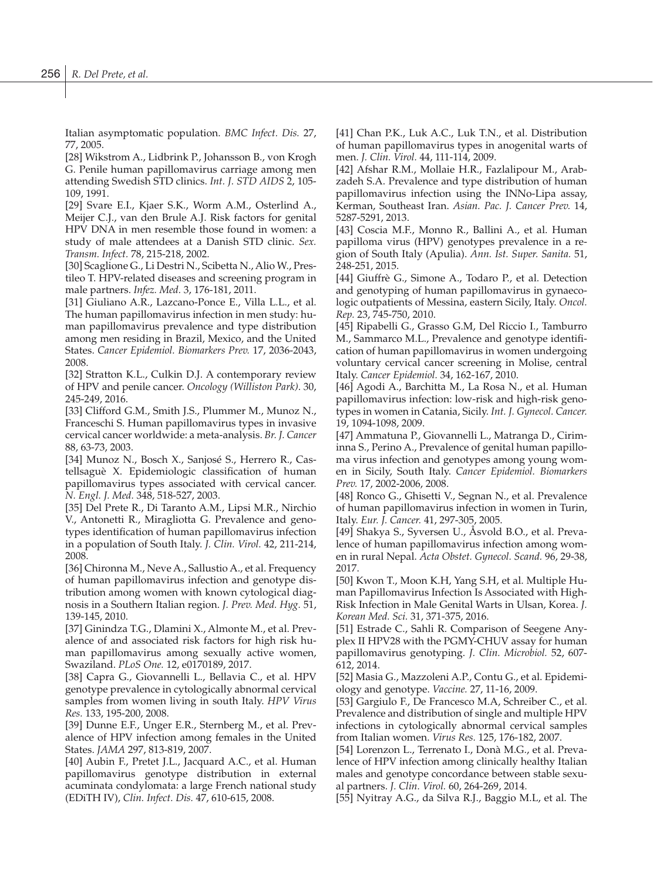Italian asymptomatic population. *BMC Infect. Dis.* 27, 77, 2005.

[28] Wikstrom A., Lidbrink P., Johansson B., von Krogh G. Penile human papillomavirus carriage among men attending Swedish STD clinics. *Int. J. STD AIDS* 2, 105-109, 1991.

[29] Svare E.I., Kjaer S.K., Worm A.M., Osterlind A., Meijer C.J., van den Brule A.J. Risk factors for genital HPV DNA in men resemble those found in women: a study of male attendees at a Danish STD clinic. *Sex. Transm. Infect.* 78, 215-218, 2002.

[30] Scaglione G., Li Destri N., Scibetta N., Alio W., Prestileo T. HPV-related diseases and screening program in male partners. *Infez. Med.* 3, 176-181, 2011.

[31] Giuliano A.R., Lazcano-Ponce E., Villa L.L., et al. The human papillomavirus infection in men study: human papillomavirus prevalence and type distribution among men residing in Brazil, Mexico, and the United States. *Cancer Epidemiol. Biomarkers Prev.* 17, 2036-2043, 2008.

[32] Stratton K.L., Culkin D.J. A contemporary review of HPV and penile cancer. *Oncology (Williston Park)*. 30, 245-249, 2016.

[33] Clifford G.M., Smith J.S., Plummer M., Munoz N., Franceschi S. Human papillomavirus types in invasive cervical cancer worldwide: a meta-analysis. *Br. J. Cancer* 88, 63-73, 2003.

[34] Munoz N., Bosch X., Sanjosé S., Herrero R., Castellsaguè X. Epidemiologic classification of human papillomavirus types associated with cervical cancer. *N. Engl. J. Med.* 348, 518-527, 2003.

[35] Del Prete R., Di Taranto A.M., Lipsi M.R., Nirchio V., Antonetti R., Miragliotta G. Prevalence and genotypes identification of human papillomavirus infection in a population of South Italy. *J. Clin. Virol.* 42, 211-214, 2008.

[36] Chironna M., Neve A., Sallustio A., et al. Frequency of human papillomavirus infection and genotype distribution among women with known cytological diagnosis in a Southern Italian region. *J. Prev. Med. Hyg.* 51, 139-145, 2010.

[37] Ginindza T.G., Dlamini X., Almonte M., et al. Prevalence of and associated risk factors for high risk human papillomavirus among sexually active women, Swaziland. *PLoS One.* 12, e0170189, 2017.

[38] Capra G., Giovannelli L., Bellavia C., et al. HPV genotype prevalence in cytologically abnormal cervical samples from women living in south Italy. *HPV Virus Res.* 133, 195-200, 2008.

[39] Dunne E.F., Unger E.R., Sternberg M., et al. Prevalence of HPV infection among females in the United States. *JAMA* 297, 813-819, 2007.

[40] Aubin F., Pretet J.L., Jacquard A.C., et al. Human papillomavirus genotype distribution in external acuminata condylomata: a large French national study (EDiTH IV), *Clin. Infect. Dis.* 47, 610-615, 2008.

[41] Chan P.K., Luk A.C., Luk T.N., et al. Distribution of human papillomavirus types in anogenital warts of men. *J. Clin. Virol.* 44, 111-114, 2009.

[42] Afshar R.M., Mollaie H.R., Fazlalipour M., Arabzadeh S.A. Prevalence and type distribution of human papillomavirus infection using the INNo-Lipa assay, Kerman, Southeast Iran. *Asian. Pac. J. Cancer Prev.* 14, 5287-5291, 2013.

[43] Coscia M.F., Monno R., Ballini A., et al. Human papilloma virus (HPV) genotypes prevalence in a region of South Italy (Apulia). *Ann. Ist. Super. Sanita.* 51, 248-251, 2015.

[44] Giuffrè G., Simone A., Todaro P., et al. Detection and genotyping of human papillomavirus in gynaecologic outpatients of Messina, eastern Sicily, Italy. *Oncol. Rep.* 23, 745-750, 2010.

[45] Ripabelli G., Grasso G.M, Del Riccio I., Tamburro M., Sammarco M.L., Prevalence and genotype identification of human papillomavirus in women undergoing voluntary cervical cancer screening in Molise, central Italy. *Cancer Epidemiol.* 34, 162-167, 2010.

[46] Agodi A., Barchitta M., La Rosa N., et al. Human papillomavirus infection: low-risk and high-risk genotypes in women in Catania, Sicily. *Int. J. Gynecol. Cancer.* 19, 1094-1098, 2009.

[47] Ammatuna P., Giovannelli L., Matranga D., Ciriminna S., Perino A., Prevalence of genital human papilloma virus infection and genotypes among young women in Sicily, South Italy. *Cancer Epidemiol. Biomarkers Prev.* 17, 2002-2006, 2008.

[48] Ronco G., Ghisetti V., Segnan N., et al. Prevalence of human papillomavirus infection in women in Turin, Italy. *Eur. J. Cancer.* 41, 297-305, 2005.

[49] Shakya S., Syversen U., Åsvold B.O., et al. Prevalence of human papillomavirus infection among women in rural Nepal. *Acta Obstet. Gynecol. Scand.* 96, 29-38, 2017.

[50] Kwon T., Moon K.H, Yang S.H, et al. Multiple Human Papillomavirus Infection Is Associated with High-Risk Infection in Male Genital Warts in Ulsan, Korea. *J. Korean Med. Sci.* 31, 371-375, 2016.

[51] Estrade C., Sahli R. Comparison of Seegene Anyplex II HPV28 with the PGMY-CHUV assay for human papillomavirus genotyping. *J. Clin. Microbiol.* 52, 607-612, 2014.

[52] Masia G., Mazzoleni A.P., Contu G., et al. Epidemiology and genotype. *Vaccine.* 27, 11-16, 2009.

[53] Gargiulo F., De Francesco M.A, Schreiber C., et al. Prevalence and distribution of single and multiple HPV infections in cytologically abnormal cervical samples from Italian women. *Virus Res.* 125, 176-182, 2007.

[54] Lorenzon L., Terrenato I., Donà M.G., et al. Prevalence of HPV infection among clinically healthy Italian males and genotype concordance between stable sexual partners. *J. Clin. Virol.* 60, 264-269, 2014.

[55] Nyitray A.G., da Silva R.J., Baggio M.L, et al. The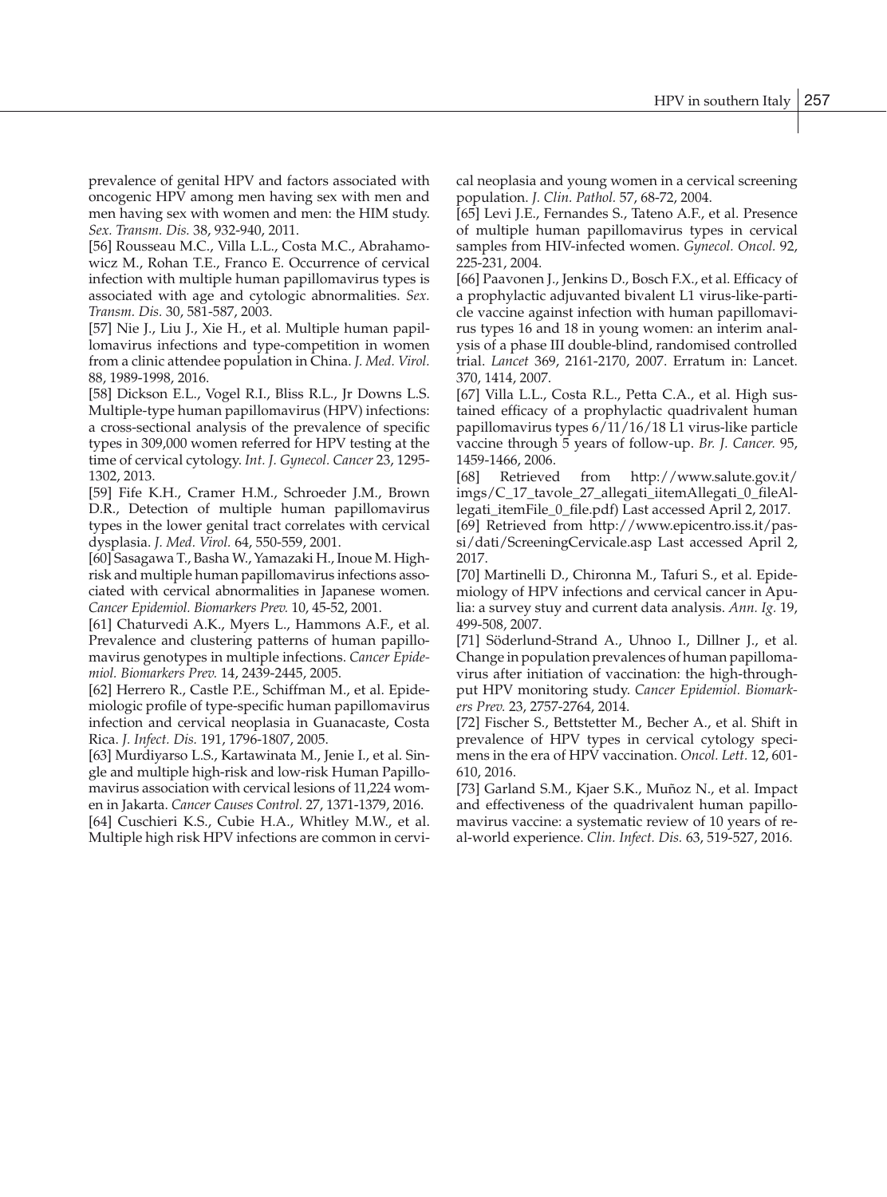prevalence of genital HPV and factors associated with oncogenic HPV among men having sex with men and men having sex with women and men: the HIM study. *Sex. Transm. Dis.* 38, 932-940, 2011.

[56] Rousseau M.C., Villa L.L., Costa M.C., Abrahamowicz M., Rohan T.E., Franco E. Occurrence of cervical infection with multiple human papillomavirus types is associated with age and cytologic abnormalities. *Sex. Transm. Dis.* 30, 581-587, 2003.

[57] Nie J., Liu J., Xie H., et al. Multiple human papillomavirus infections and type-competition in women from a clinic attendee population in China. *J. Med. Virol.* 88, 1989-1998, 2016.

[58] Dickson E.L., Vogel R.I., Bliss R.L., Jr Downs L.S. Multiple-type human papillomavirus (HPV) infections: a cross-sectional analysis of the prevalence of specific types in 309,000 women referred for HPV testing at the time of cervical cytology. *Int. J. Gynecol. Cancer* 23, 1295-1302, 2013.

[59] Fife K.H., Cramer H.M., Schroeder J.M., Brown D.R., Detection of multiple human papillomavirus types in the lower genital tract correlates with cervical dysplasia. *J. Med. Virol.* 64, 550-559, 2001.

[60] Sasagawa T., Basha W., Yamazaki H., Inoue M. High-risk and multiple human papillomavirus infections associated with cervical abnormalities in Japanese women. *Cancer Epidemiol. Biomarkers Prev.* 10, 45-52, 2001.

[61] Chaturvedi A.K., Myers L., Hammons A.F., et al. Prevalence and clustering patterns of human papillomavirus genotypes in multiple infections. *Cancer Epidemiol. Biomarkers Prev.* 14, 2439-2445, 2005.

[62] Herrero R., Castle P.E., Schiffman M., et al. Epidemiologic profile of type-specific human papillomavirus infection and cervical neoplasia in Guanacaste, Costa Rica. *J. Infect. Dis.* 191, 1796-1807, 2005.

[63] Murdiyarso L.S., Kartawinata M., Jenie I., et al. Single and multiple high-risk and low-risk Human Papillomavirus association with cervical lesions of 11,224 women in Jakarta. *Cancer Causes Control.* 27, 1371-1379, 2016.

[64] Cuschieri K.S., Cubie H.A., Whitley M.W., et al. Multiple high risk HPV infections are common in cervical neoplasia and young women in a cervical screening population. *J. Clin. Pathol.* 57, 68-72, 2004.

[65] Levi J.E., Fernandes S., Tateno A.F., et al. Presence of multiple human papillomavirus types in cervical samples from HIV-infected women. *Gynecol. Oncol.* 92, 225-231, 2004.

[66] Paavonen J., Jenkins D., Bosch F.X., et al. Efficacy of a prophylactic adjuvanted bivalent L1 virus-like-particle vaccine against infection with human papillomavirus types 16 and 18 in young women: an interim analysis of a phase III double-blind, randomised controlled trial. *Lancet* 369, 2161-2170, 2007. Erratum in: Lancet. 370, 1414, 2007.

[67] Villa L.L., Costa R.L., Petta C.A., et al. High sustained efficacy of a prophylactic quadrivalent human papillomavirus types 6/11/16/18 L1 virus-like particle vaccine through 5 years of follow-up. *Br. J. Cancer.* 95, 1459-1466, 2006.

[68] Retrieved from http://www.salute.gov.it/imgs/C_17_tavole_27_allegati_iitemAllegati_0_fileAllegati_itemFile_0_file.pdf) Last accessed April 2, 2017.

[69] Retrieved from http://www.epicentro.iss.it/passi/dati/ScreeningCervicale.asp Last accessed April 2, 2017.

[70] Martinelli D., Chironna M., Tafuri S., et al. Epidemiology of HPV infections and cervical cancer in Apulia: a survey stuy and current data analysis. *Ann. Ig.* 19, 499-508, 2007.

[71] Söderlund-Strand A., Uhnoo I., Dillner J., et al. Change in population prevalences of human papillomavirus after initiation of vaccination: the high-throughput HPV monitoring study. *Cancer Epidemiol. Biomarkers Prev.* 23, 2757-2764, 2014.

[72] Fischer S., Bettstetter M., Becher A., et al. Shift in prevalence of HPV types in cervical cytology specimens in the era of HPV vaccination. *Oncol. Lett.* 12, 601-610, 2016.

[73] Garland S.M., Kjaer S.K., Muñoz N., et al. Impact and effectiveness of the quadrivalent human papillomavirus vaccine: a systematic review of 10 years of real-world experience. *Clin. Infect. Dis.* 63, 519-527, 2016.